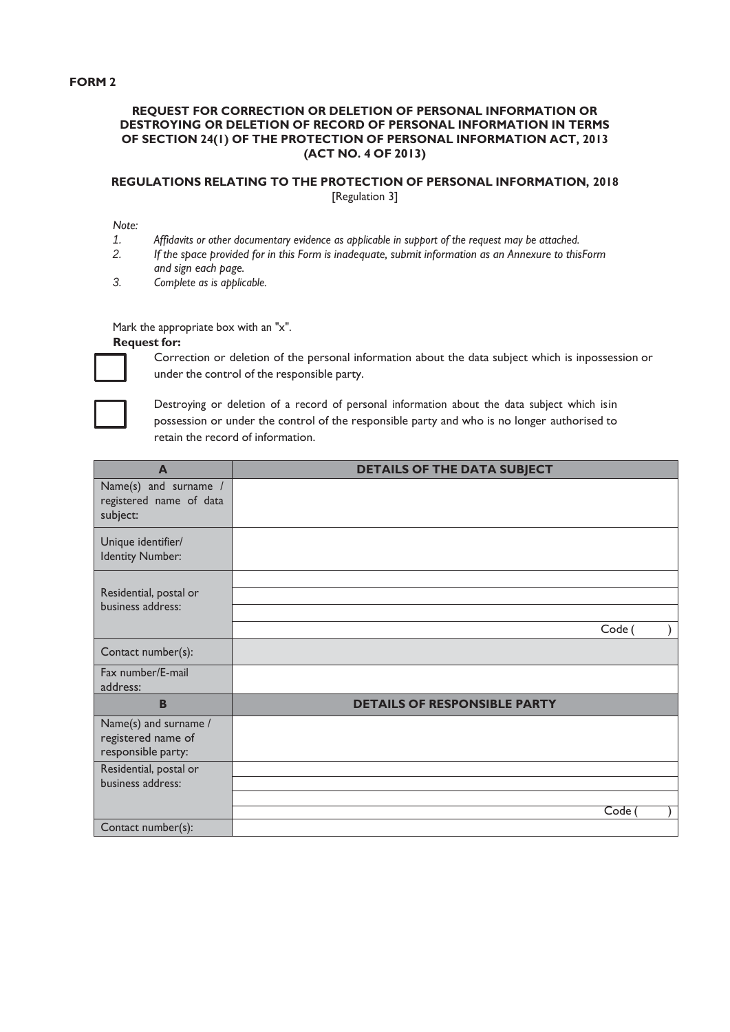**FORM 2**

**REQUEST FOR CORRECTION OR DELETION OF PERSONAL INFORMATION OR DESTROYING OR DELETION OF RECORD OF PERSONAL INFORMATION IN TERMS OF SECTION 24(1) OF THE PROTECTION OF PERSONAL INFORMATION ACT, 2013 (ACT NO. 4 OF 2013)**

**REGULATIONS RELATING TO THE PROTECTION OF PERSONAL INFORMATION, 2018**
[Regulation 3]

*Note:*

1. *Affidavits or other documentary evidence as applicable in support of the request may be attached.*
2. *If the space provided for in this Form is inadequate, submit information as an Annexure to thisForm and sign each page.*
3. *Complete as is applicable.*

Mark the appropriate box with an "x".

**Request for:**

☐ Correction or deletion of the personal information about the data subject which is inpossession or under the control of the responsible party.

☐ Destroying or deletion of a record of personal information about the data subject which isin possession or under the control of the responsible party and who is no longer authorised to retain the record of information.

| **A** | **DETAILS OF THE DATA SUBJECT** |
|---|---|
| Name(s) and surname / registered name of data subject: | |
| Unique identifier/ Identity Number: | |
| Residential, postal or business address: | |
| | |
| | |
| | Code ( ) |
| Contact number(s): | |
| Fax number/E-mail address: | |
| **B** | **DETAILS OF RESPONSIBLE PARTY** |
| Name(s) and surname / registered name of responsible party: | |
| Residential, postal or business address: | |
| | |
| | |
| | Code ( ) |
| Contact number(s): | |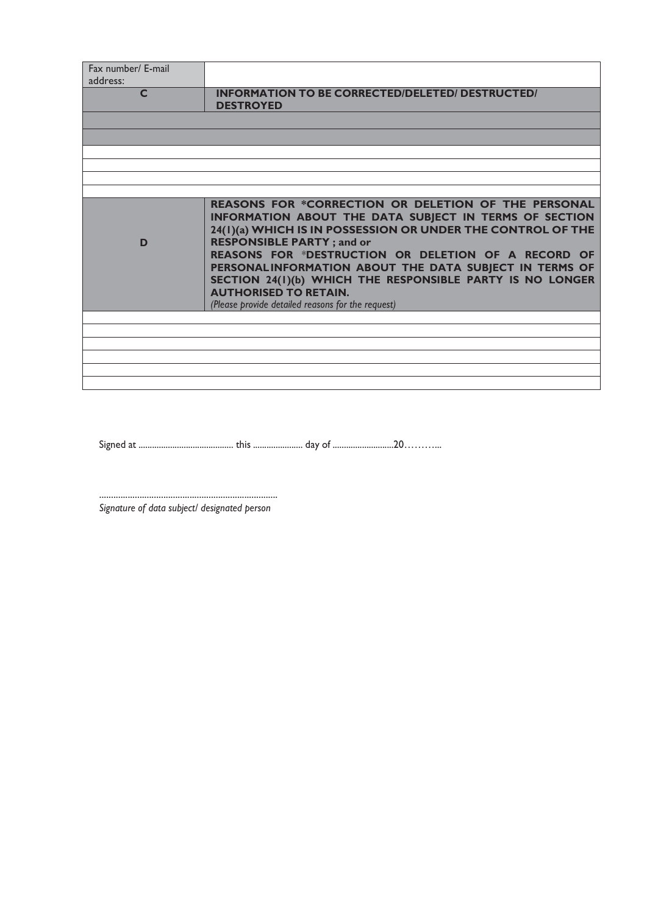| | |
|---|---|
| Fax number/ E-mail address: | |
| **C** | **INFORMATION TO BE CORRECTED/DELETED/ DESTRUCTED/ DESTROYED** |
| | |
| | |
| | |
| | |
| | |
| | |
| **D** | **REASONS FOR *CORRECTION OR DELETION OF THE PERSONAL INFORMATION ABOUT THE DATA SUBJECT IN TERMS OF SECTION 24(1)(a) WHICH IS IN POSSESSION OR UNDER THE CONTROL OF THE RESPONSIBLE PARTY ; and or**<br>**REASONS FOR *DESTRUCTION OR DELETION OF A RECORD OF PERSONAL INFORMATION ABOUT THE DATA SUBJECT IN TERMS OF SECTION 24(1)(b) WHICH THE RESPONSIBLE PARTY IS NO LONGER AUTHORISED TO RETAIN.**<br>*(Please provide detailed reasons for the request)* |
| | |
| | |
| | |
| | |
| | |
| | |

Signed at ........................................... this ...................... day of ...........................20………..

...........................................................................

*Signature of data subject/ designated person*